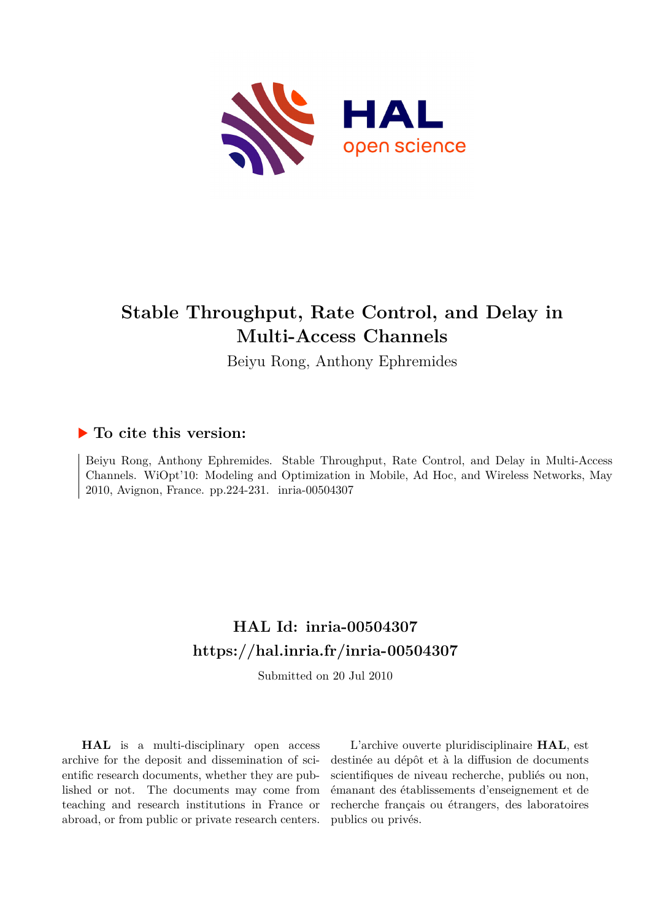# Stable Throughput, Rate Control, and Delay in Multi-Access Channels

Beiyu Rong, Anthony Ephremides

## ▶ To cite this version:

Beiyu Rong, Anthony Ephremides. Stable Throughput, Rate Control, and Delay in Multi-Access Channels. WiOpt'10: Modeling and Optimization in Mobile, Ad Hoc, and Wireless Networks, May 2010, Avignon, France. pp.224-231. inria-00504307

## HAL Id: inria-00504307

## https://hal.inria.fr/inria-00504307

Submitted on 20 Jul 2010

**HAL** is a multi-disciplinary open access archive for the deposit and dissemination of scientific research documents, whether they are published or not. The documents may come from teaching and research institutions in France or abroad, or from public or private research centers.

L'archive ouverte pluridisciplinaire **HAL**, est destinée au dépôt et à la diffusion de documents scientifiques de niveau recherche, publiés ou non, émanant des établissements d'enseignement et de recherche français ou étrangers, des laboratoires publics ou privés.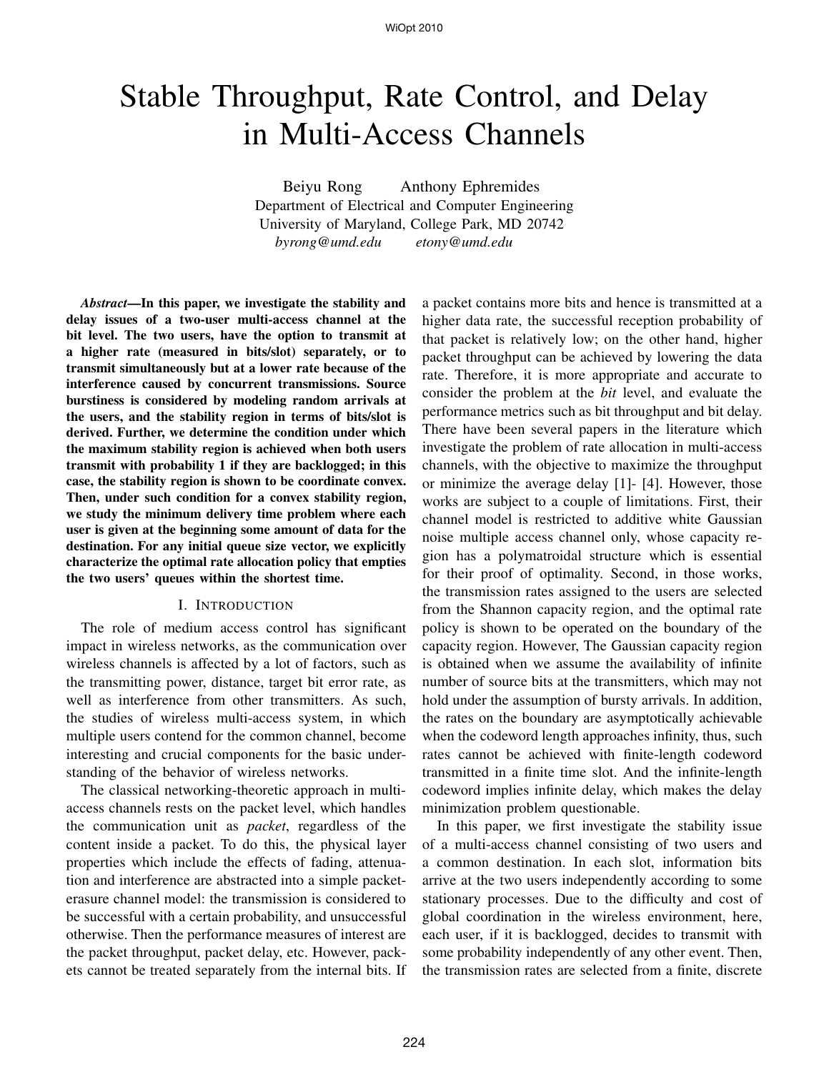# Stable Throughput, Rate Control, and Delay in Multi-Access Channels

Beiyu Rong  Anthony Ephremides
Department of Electrical and Computer Engineering
University of Maryland, College Park, MD 20742
*byrong@umd.edu*  *etony@umd.edu*

***Abstract*—In this paper, we investigate the stability and delay issues of a two-user multi-access channel at the bit level. The two users, have the option to transmit at a higher rate (measured in bits/slot) separately, or to transmit simultaneously but at a lower rate because of the interference caused by concurrent transmissions. Source burstiness is considered by modeling random arrivals at the users, and the stability region in terms of bits/slot is derived. Further, we determine the condition under which the maximum stability region is achieved when both users transmit with probability 1 if they are backlogged; in this case, the stability region is shown to be coordinate convex. Then, under such condition for a convex stability region, we study the minimum delivery time problem where each user is given at the beginning some amount of data for the destination. For any initial queue size vector, we explicitly characterize the optimal rate allocation policy that empties the two users' queues within the shortest time.**

## I. Introduction

The role of medium access control has significant impact in wireless networks, as the communication over wireless channels is affected by a lot of factors, such as the transmitting power, distance, target bit error rate, as well as interference from other transmitters. As such, the studies of wireless multi-access system, in which multiple users contend for the common channel, become interesting and crucial components for the basic understanding of the behavior of wireless networks.

The classical networking-theoretic approach in multi-access channels rests on the packet level, which handles the communication unit as *packet*, regardless of the content inside a packet. To do this, the physical layer properties which include the effects of fading, attenuation and interference are abstracted into a simple packet-erasure channel model: the transmission is considered to be successful with a certain probability, and unsuccessful otherwise. Then the performance measures of interest are the packet throughput, packet delay, etc. However, packets cannot be treated separately from the internal bits. If a packet contains more bits and hence is transmitted at a higher data rate, the successful reception probability of that packet is relatively low; on the other hand, higher packet throughput can be achieved by lowering the data rate. Therefore, it is more appropriate and accurate to consider the problem at the *bit* level, and evaluate the performance metrics such as bit throughput and bit delay. There have been several papers in the literature which investigate the problem of rate allocation in multi-access channels, with the objective to maximize the throughput or minimize the average delay [1]- [4]. However, those works are subject to a couple of limitations. First, their channel model is restricted to additive white Gaussian noise multiple access channel only, whose capacity region has a polymatroidal structure which is essential for their proof of optimality. Second, in those works, the transmission rates assigned to the users are selected from the Shannon capacity region, and the optimal rate policy is shown to be operated on the boundary of the capacity region. However, The Gaussian capacity region is obtained when we assume the availability of infinite number of source bits at the transmitters, which may not hold under the assumption of bursty arrivals. In addition, the rates on the boundary are asymptotically achievable when the codeword length approaches infinity, thus, such rates cannot be achieved with finite-length codeword transmitted in a finite time slot. And the infinite-length codeword implies infinite delay, which makes the delay minimization problem questionable.

In this paper, we first investigate the stability issue of a multi-access channel consisting of two users and a common destination. In each slot, information bits arrive at the two users independently according to some stationary processes. Due to the difficulty and cost of global coordination in the wireless environment, here, each user, if it is backlogged, decides to transmit with some probability independently of any other event. Then, the transmission rates are selected from a finite, discrete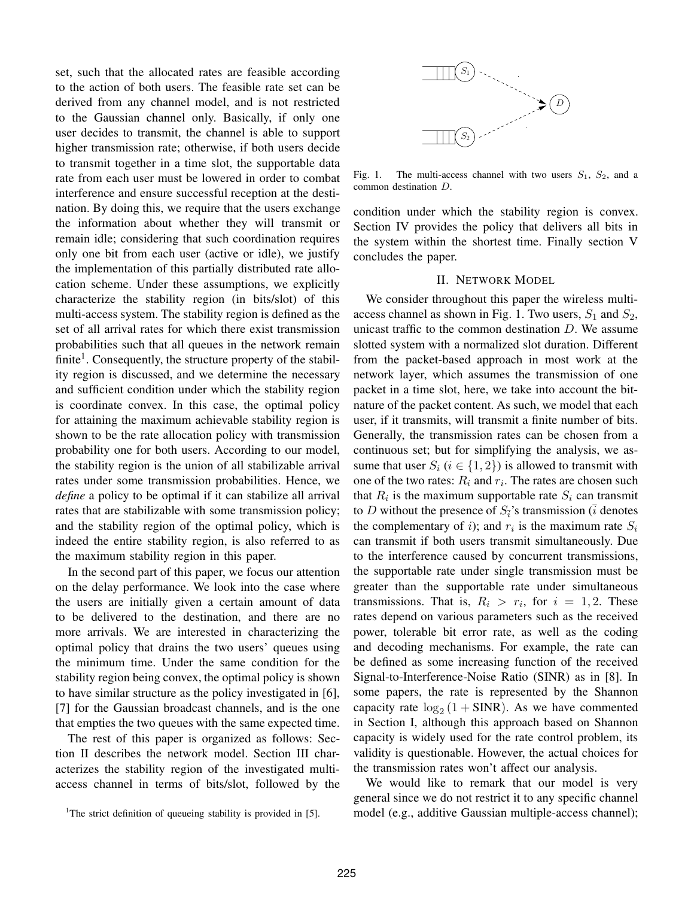set, such that the allocated rates are feasible according to the action of both users. The feasible rate set can be derived from any channel model, and is not restricted to the Gaussian channel only. Basically, if only one user decides to transmit, the channel is able to support higher transmission rate; otherwise, if both users decide to transmit together in a time slot, the supportable data rate from each user must be lowered in order to combat interference and ensure successful reception at the destination. By doing this, we require that the users exchange the information about whether they will transmit or remain idle; considering that such coordination requires only one bit from each user (active or idle), we justify the implementation of this partially distributed rate allocation scheme. Under these assumptions, we explicitly characterize the stability region (in bits/slot) of this multi-access system. The stability region is defined as the set of all arrival rates for which there exist transmission probabilities such that all queues in the network remain finite[1]. Consequently, the structure property of the stability region is discussed, and we determine the necessary and sufficient condition under which the stability region is coordinate convex. In this case, the optimal policy for attaining the maximum achievable stability region is shown to be the rate allocation policy with transmission probability one for both users. According to our model, the stability region is the union of all stabilizable arrival rates under some transmission probabilities. Hence, we *define* a policy to be optimal if it can stabilize all arrival rates that are stabilizable with some transmission policy; and the stability region of the optimal policy, which is indeed the entire stability region, is also referred to as the maximum stability region in this paper.

In the second part of this paper, we focus our attention on the delay performance. We look into the case where the users are initially given a certain amount of data to be delivered to the destination, and there are no more arrivals. We are interested in characterizing the optimal policy that drains the two users' queues using the minimum time. Under the same condition for the stability region being convex, the optimal policy is shown to have similar structure as the policy investigated in [6], [7] for the Gaussian broadcast channels, and is the one that empties the two queues with the same expected time.

The rest of this paper is organized as follows: Section II describes the network model. Section III characterizes the stability region of the investigated multi-access channel in terms of bits/slot, followed by the condition under which the stability region is convex. Section IV provides the policy that delivers all bits in the system within the shortest time. Finally section V concludes the paper.

[1]The strict definition of queueing stability is provided in [5].

Fig. 1. The multi-access channel with two users $S_1$, $S_2$, and a common destination $D$.

## II. Network Model

We consider throughout this paper the wireless multi-access channel as shown in Fig. 1. Two users, $S_1$ and $S_2$, unicast traffic to the common destination $D$. We assume slotted system with a normalized slot duration. Different from the packet-based approach in most work at the network layer, which assumes the transmission of one packet in a time slot, here, we take into account the bit-nature of the packet content. As such, we model that each user, if it transmits, will transmit a finite number of bits. Generally, the transmission rates can be chosen from a continuous set; but for simplifying the analysis, we assume that user $S_i$ ($i \in \{1, 2\}$) is allowed to transmit with one of the two rates: $R_i$ and $r_i$. The rates are chosen such that $R_i$ is the maximum supportable rate $S_i$ can transmit to $D$ without the presence of $S_{\bar{i}}$'s transmission ($\bar{i}$ denotes the complementary of $i$); and $r_i$ is the maximum rate $S_i$ can transmit if both users transmit simultaneously. Due to the interference caused by concurrent transmissions, the supportable rate under single transmission must be greater than the supportable rate under simultaneous transmissions. That is, $R_i > r_i$, for $i = 1, 2$. These rates depend on various parameters such as the received power, tolerable bit error rate, as well as the coding and decoding mechanisms. For example, the rate can be defined as some increasing function of the received Signal-to-Interference-Noise Ratio (SINR) as in [8]. In some papers, the rate is represented by the Shannon capacity rate $\log_2(1 + \text{SINR})$. As we have commented in Section I, although this approach based on Shannon capacity is widely used for the rate control problem, its validity is questionable. However, the actual choices for the transmission rates won't affect our analysis.

We would like to remark that our model is very general since we do not restrict it to any specific channel model (e.g., additive Gaussian multiple-access channel);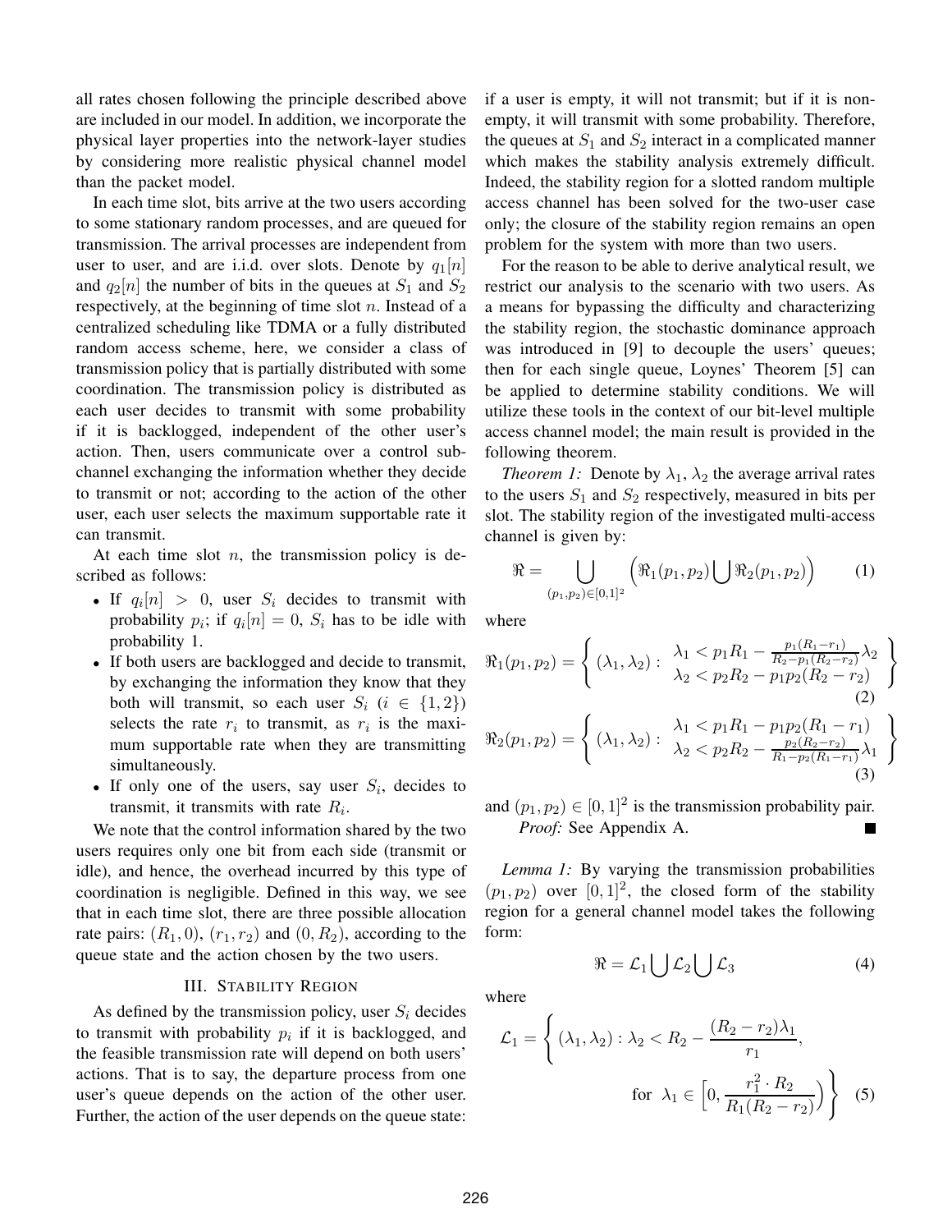all rates chosen following the principle described above are included in our model. In addition, we incorporate the physical layer properties into the network-layer studies by considering more realistic physical channel model than the packet model.

In each time slot, bits arrive at the two users according to some stationary random processes, and are queued for transmission. The arrival processes are independent from user to user, and are i.i.d. over slots. Denote by $q_1[n]$ and $q_2[n]$ the number of bits in the queues at $S_1$ and $S_2$ respectively, at the beginning of time slot $n$. Instead of a centralized scheduling like TDMA or a fully distributed random access scheme, here, we consider a class of transmission policy that is partially distributed with some coordination. The transmission policy is distributed as each user decides to transmit with some probability if it is backlogged, independent of the other user's action. Then, users communicate over a control sub-channel exchanging the information whether they decide to transmit or not; according to the action of the other user, each user selects the maximum supportable rate it can transmit.

At each time slot $n$, the transmission policy is described as follows:

- If $q_i[n] > 0$, user $S_i$ decides to transmit with probability $p_i$; if $q_i[n] = 0$, $S_i$ has to be idle with probability 1.
- If both users are backlogged and decide to transmit, by exchanging the information they know that they both will transmit, so each user $S_i$ ($i \in \{1, 2\}$) selects the rate $r_i$ to transmit, as $r_i$ is the maximum supportable rate when they are transmitting simultaneously.
- If only one of the users, say user $S_i$, decides to transmit, it transmits with rate $R_i$.

We note that the control information shared by the two users requires only one bit from each side (transmit or idle), and hence, the overhead incurred by this type of coordination is negligible. Defined in this way, we see that in each time slot, there are three possible allocation rate pairs: $(R_1, 0)$, $(r_1, r_2)$ and $(0, R_2)$, according to the queue state and the action chosen by the two users.

## III. Stability Region

As defined by the transmission policy, user $S_i$ decides to transmit with probability $p_i$ if it is backlogged, and the feasible transmission rate will depend on both users' actions. That is to say, the departure process from one user's queue depends on the action of the other user. Further, the action of the user depends on the queue state: if a user is empty, it will not transmit; but if it is non-empty, it will transmit with some probability. Therefore, the queues at $S_1$ and $S_2$ interact in a complicated manner which makes the stability analysis extremely difficult. Indeed, the stability region for a slotted random multiple access channel has been solved for the two-user case only; the closure of the stability region remains an open problem for the system with more than two users.

For the reason to be able to derive analytical result, we restrict our analysis to the scenario with two users. As a means for bypassing the difficulty and characterizing the stability region, the stochastic dominance approach was introduced in [9] to decouple the users' queues; then for each single queue, Loynes' Theorem [5] can be applied to determine stability conditions. We will utilize these tools in the context of our bit-level multiple access channel model; the main result is provided in the following theorem.

*Theorem 1:* Denote by $\lambda_1$, $\lambda_2$ the average arrival rates to the users $S_1$ and $S_2$ respectively, measured in bits per slot. The stability region of the investigated multi-access channel is given by:

$$\Re = \bigcup_{(p_1,p_2)\in[0,1]^2} \Big( \Re_1(p_1,p_2) \bigcup \Re_2(p_1,p_2) \Big) \tag{1}$$

where

$$\Re_1(p_1,p_2) = \left\{ (\lambda_1,\lambda_2) : \begin{array}{l} \lambda_1 < p_1 R_1 - \frac{p_1(R_1-r_1)}{R_2 - p_1(R_2-r_2)}\lambda_2 \\ \lambda_2 < p_2 R_2 - p_1 p_2 (R_2 - r_2) \end{array} \right\} \tag{2}$$

$$\Re_2(p_1,p_2) = \left\{ (\lambda_1,\lambda_2) : \begin{array}{l} \lambda_1 < p_1 R_1 - p_1 p_2 (R_1 - r_1) \\ \lambda_2 < p_2 R_2 - \frac{p_2(R_2-r_2)}{R_1 - p_2(R_1-r_1)}\lambda_1 \end{array} \right\} \tag{3}$$

and $(p_1, p_2) \in [0, 1]^2$ is the transmission probability pair.

*Proof:* See Appendix A. ■

*Lemma 1:* By varying the transmission probabilities $(p_1, p_2)$ over $[0, 1]^2$, the closed form of the stability region for a general channel model takes the following form:

$$\Re = \mathcal{L}_1 \bigcup \mathcal{L}_2 \bigcup \mathcal{L}_3 \tag{4}$$

where

$$\mathcal{L}_1 = \left\{ (\lambda_1,\lambda_2) : \lambda_2 < R_2 - \frac{(R_2 - r_2)\lambda_1}{r_1}, \quad \text{for } \lambda_1 \in \Big[0, \frac{r_1^2 \cdot R_2}{R_1(R_2 - r_2)}\Big) \right\} \tag{5}$$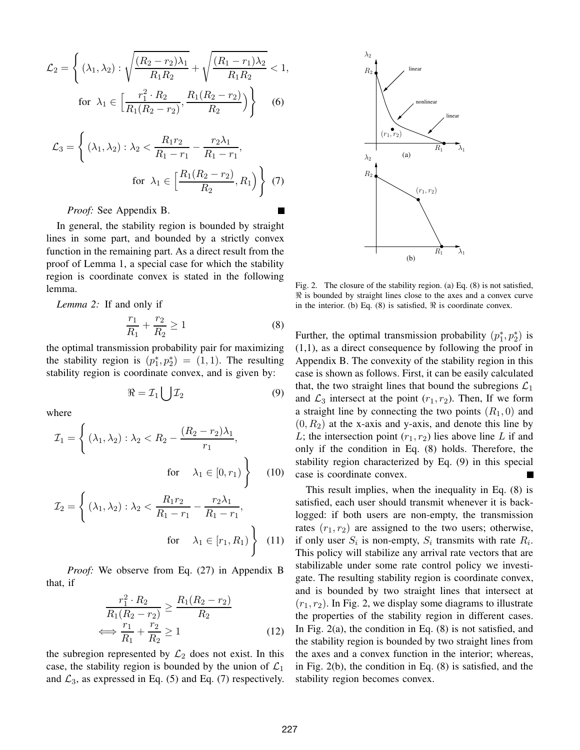$$\mathcal{L}_2 = \left\{ (\lambda_1, \lambda_2) : \sqrt{\frac{(R_2 - r_2)\lambda_1}{R_1 R_2}} + \sqrt{\frac{(R_1 - r_1)\lambda_2}{R_1 R_2}} < 1, \right.$$

$$\left. \text{for } \lambda_1 \in \Big[\frac{r_1^2 \cdot R_2}{R_1(R_2 - r_2)}, \frac{R_1(R_2 - r_2)}{R_2}\Big) \right\} \quad (6)$$

$$\mathcal{L}_3 = \left\{ (\lambda_1, \lambda_2) : \lambda_2 < \frac{R_1 r_2}{R_1 - r_1} - \frac{r_2 \lambda_1}{R_1 - r_1}, \right.$$

$$\left. \text{for } \lambda_1 \in \Big[\frac{R_1(R_2 - r_2)}{R_2}, R_1\Big) \right\} \quad (7)$$

*Proof:* See Appendix B. ■

In general, the stability region is bounded by straight lines in some part, and bounded by a strictly convex function in the remaining part. As a direct result from the proof of Lemma 1, a special case for which the stability region is coordinate convex is stated in the following lemma.

*Lemma 2:* If and only if

$$\frac{r_1}{R_1} + \frac{r_2}{R_2} \geq 1 \quad (8)$$

the optimal transmission probability pair for maximizing the stability region is $(p_1^*, p_2^*) = (1, 1)$. The resulting stability region is coordinate convex, and is given by:

$$\Re = \mathcal{I}_1 \bigcup \mathcal{I}_2 \quad (9)$$

where

$$\mathcal{I}_1 = \left\{ (\lambda_1, \lambda_2) : \lambda_2 < R_2 - \frac{(R_2 - r_2)\lambda_1}{r_1}, \right.$$

$$\left. \text{for} \quad \lambda_1 \in [0, r_1) \right\} \quad (10)$$

$$\mathcal{I}_2 = \left\{ (\lambda_1, \lambda_2) : \lambda_2 < \frac{R_1 r_2}{R_1 - r_1} - \frac{r_2 \lambda_1}{R_1 - r_1}, \right.$$

$$\left. \text{for} \quad \lambda_1 \in [r_1, R_1) \right\} \quad (11)$$

*Proof:* We observe from Eq. (27) in Appendix B that, if

$$\frac{r_1^2 \cdot R_2}{R_1(R_2 - r_2)} \geq \frac{R_1(R_2 - r_2)}{R_2}$$
$$\Longleftrightarrow \frac{r_1}{R_1} + \frac{r_2}{R_2} \geq 1 \quad (12)$$

the subregion represented by $\mathcal{L}_2$ does not exist. In this case, the stability region is bounded by the union of $\mathcal{L}_1$ and $\mathcal{L}_3$, as expressed in Eq. (5) and Eq. (7) respectively.

Fig. 2. The closure of the stability region. (a) Eq. (8) is not satisfied, $\Re$ is bounded by straight lines close to the axes and a convex curve in the interior. (b) Eq. (8) is satisfied, $\Re$ is coordinate convex.

Further, the optimal transmission probability $(p_1^*, p_2^*)$ is (1,1), as a direct consequence by following the proof in Appendix B. The convexity of the stability region in this case is shown as follows. First, it can be easily calculated that, the two straight lines that bound the subregions $\mathcal{L}_1$ and $\mathcal{L}_3$ intersect at the point $(r_1, r_2)$. Then, If we form a straight line by connecting the two points $(R_1, 0)$ and $(0, R_2)$ at the x-axis and y-axis, and denote this line by $L$; the intersection point $(r_1, r_2)$ lies above line $L$ if and only if the condition in Eq. (8) holds. Therefore, the stability region characterized by Eq. (9) in this special case is coordinate convex. ■

This result implies, when the inequality in Eq. (8) is satisfied, each user should transmit whenever it is backlogged: if both users are non-empty, the transmission rates $(r_1, r_2)$ are assigned to the two users; otherwise, if only user $S_i$ is non-empty, $S_i$ transmits with rate $R_i$. This policy will stabilize any arrival rate vectors that are stabilizable under some rate control policy we investigate. The resulting stability region is coordinate convex, and is bounded by two straight lines that intersect at $(r_1, r_2)$. In Fig. 2, we display some diagrams to illustrate the properties of the stability region in different cases. In Fig. 2(a), the condition in Eq. (8) is not satisfied, and the stability region is bounded by two straight lines from the axes and a convex function in the interior; whereas, in Fig. 2(b), the condition in Eq. (8) is satisfied, and the stability region becomes convex.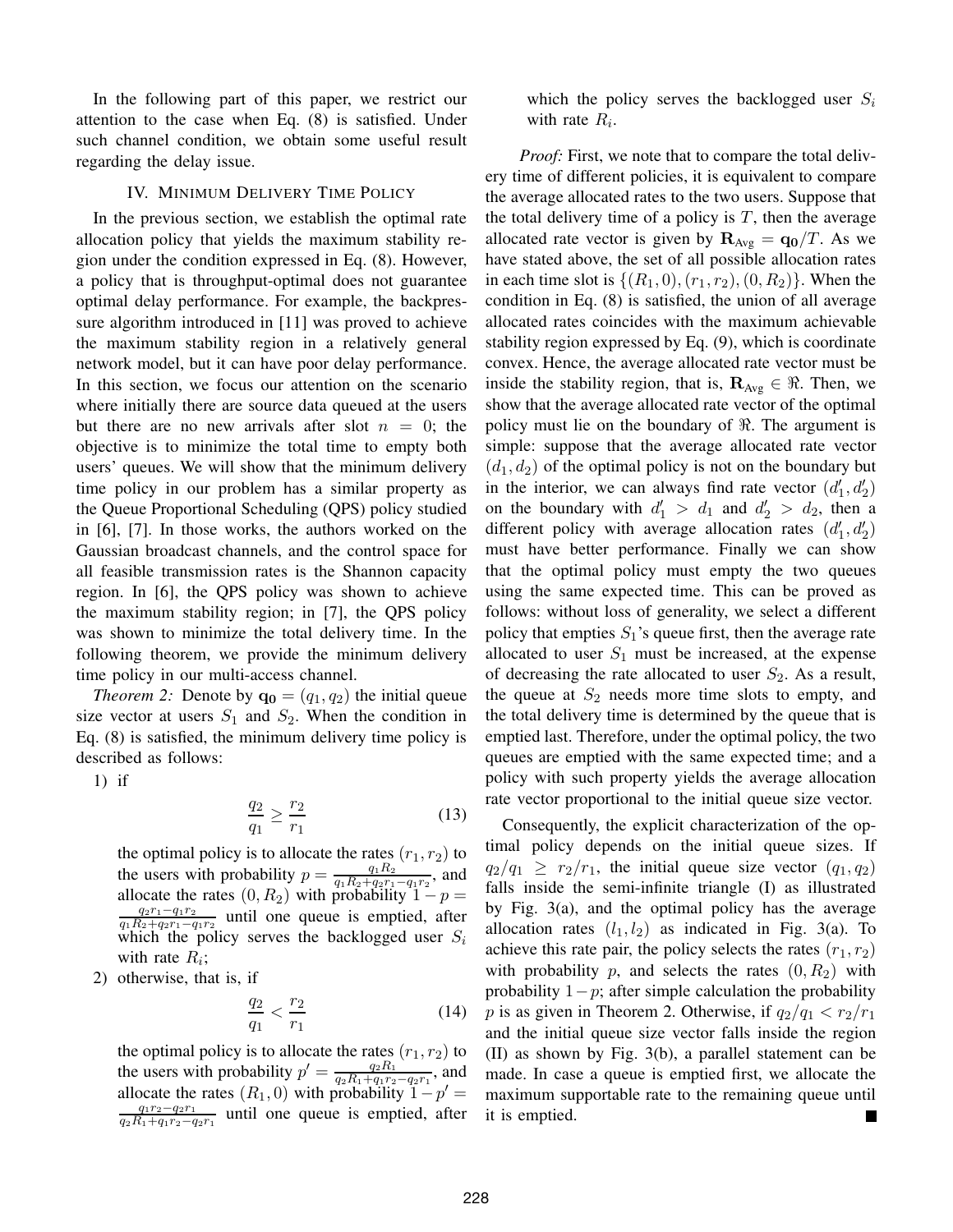In the following part of this paper, we restrict our attention to the case when Eq. (8) is satisfied. Under such channel condition, we obtain some useful result regarding the delay issue.

## IV. Minimum Delivery Time Policy

In the previous section, we establish the optimal rate allocation policy that yields the maximum stability region under the condition expressed in Eq. (8). However, a policy that is throughput-optimal does not guarantee optimal delay performance. For example, the backpressure algorithm introduced in [11] was proved to achieve the maximum stability region in a relatively general network model, but it can have poor delay performance. In this section, we focus our attention on the scenario where initially there are source data queued at the users but there are no new arrivals after slot $n = 0$; the objective is to minimize the total time to empty both users' queues. We will show that the minimum delivery time policy in our problem has a similar property as the Queue Proportional Scheduling (QPS) policy studied in [6], [7]. In those works, the authors worked on the Gaussian broadcast channels, and the control space for all feasible transmission rates is the Shannon capacity region. In [6], the QPS policy was shown to achieve the maximum stability region; in [7], the QPS policy was shown to minimize the total delivery time. In the following theorem, we provide the minimum delivery time policy in our multi-access channel.

*Theorem 2:* Denote by $\mathbf{q_0} = (q_1, q_2)$ the initial queue size vector at users $S_1$ and $S_2$. When the condition in Eq. (8) is satisfied, the minimum delivery time policy is described as follows:

1) if

$$\frac{q_2}{q_1} \geq \frac{r_2}{r_1} \tag{13}$$

the optimal policy is to allocate the rates $(r_1, r_2)$ to the users with probability $p = \frac{q_1 R_2}{q_1 R_2 + q_2 r_1 - q_1 r_2}$, and allocate the rates $(0, R_2)$ with probability $1 - p = \frac{q_2 r_1 - q_1 r_2}{q_1 R_2 + q_2 r_1 - q_1 r_2}$ until one queue is emptied, after which the policy serves the backlogged user $S_i$ with rate $R_i$;

2) otherwise, that is, if

$$\frac{q_2}{q_1} < \frac{r_2}{r_1} \tag{14}$$

the optimal policy is to allocate the rates $(r_1, r_2)$ to the users with probability $p' = \frac{q_2 R_1}{q_2 R_1 + q_1 r_2 - q_2 r_1}$, and allocate the rates $(R_1, 0)$ with probability $1 - p' = \frac{q_1 r_2 - q_2 r_1}{q_2 R_1 + q_1 r_2 - q_2 r_1}$ until one queue is emptied, after which the policy serves the backlogged user $S_i$ with rate $R_i$.

*Proof:* First, we note that to compare the total delivery time of different policies, it is equivalent to compare the average allocated rates to the two users. Suppose that the total delivery time of a policy is $T$, then the average allocated rate vector is given by $\mathbf{R}_{\text{Avg}} = \mathbf{q_0}/T$. As we have stated above, the set of all possible allocation rates in each time slot is $\{(R_1, 0), (r_1, r_2), (0, R_2)\}$. When the condition in Eq. (8) is satisfied, the union of all average allocated rates coincides with the maximum achievable stability region expressed by Eq. (9), which is coordinate convex. Hence, the average allocated rate vector must be inside the stability region, that is, $\mathbf{R}_{\text{Avg}} \in \Re$. Then, we show that the average allocated rate vector of the optimal policy must lie on the boundary of $\Re$. The argument is simple: suppose that the average allocated rate vector $(d_1, d_2)$ of the optimal policy is not on the boundary but in the interior, we can always find rate vector $(d_1', d_2')$ on the boundary with $d_1' > d_1$ and $d_2' > d_2$, then a different policy with average allocation rates $(d_1', d_2')$ must have better performance. Finally we can show that the optimal policy must empty the two queues using the same expected time. This can be proved as follows: without loss of generality, we select a different policy that empties $S_1$'s queue first, then the average rate allocated to user $S_1$ must be increased, at the expense of decreasing the rate allocated to user $S_2$. As a result, the queue at $S_2$ needs more time slots to empty, and the total delivery time is determined by the queue that is emptied last. Therefore, under the optimal policy, the two queues are emptied with the same expected time; and a policy with such property yields the average allocation rate vector proportional to the initial queue size vector.

Consequently, the explicit characterization of the optimal policy depends on the initial queue sizes. If $q_2/q_1 \geq r_2/r_1$, the initial queue size vector $(q_1, q_2)$ falls inside the semi-infinite triangle (I) as illustrated by Fig. 3(a), and the optimal policy has the average allocation rates $(l_1, l_2)$ as indicated in Fig. 3(a). To achieve this rate pair, the policy selects the rates $(r_1, r_2)$ with probability $p$, and selects the rates $(0, R_2)$ with probability $1 - p$; after simple calculation the probability $p$ is as given in Theorem 2. Otherwise, if $q_2/q_1 < r_2/r_1$ and the initial queue size vector falls inside the region (II) as shown by Fig. 3(b), a parallel statement can be made. In case a queue is emptied first, we allocate the maximum supportable rate to the remaining queue until it is emptied. ■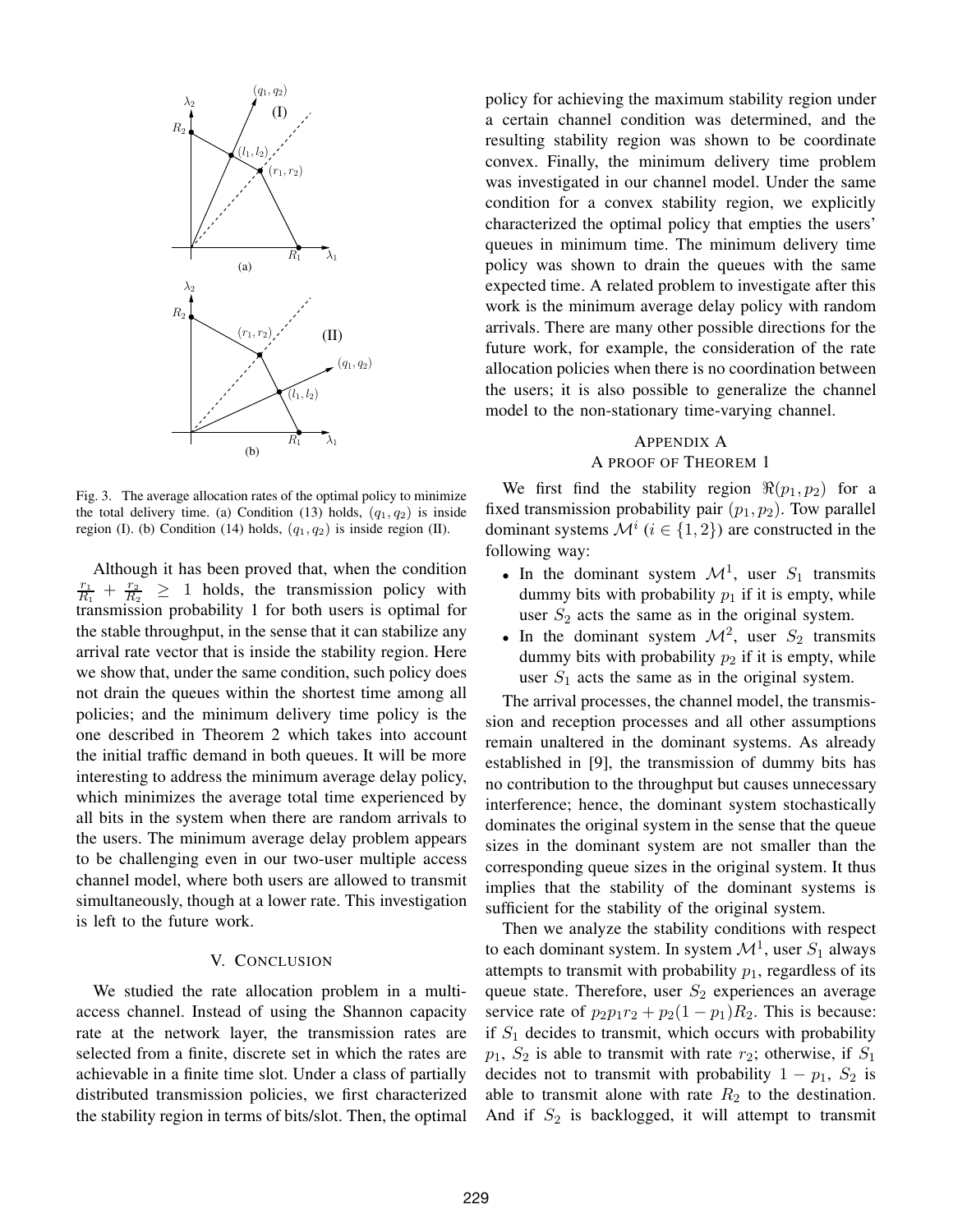Fig. 3. The average allocation rates of the optimal policy to minimize the total delivery time. (a) Condition (13) holds, $(q_1, q_2)$ is inside region (I). (b) Condition (14) holds, $(q_1, q_2)$ is inside region (II).

Although it has been proved that, when the condition $\frac{r_1}{R_1} + \frac{r_2}{R_2} \geq 1$ holds, the transmission policy with transmission probability 1 for both users is optimal for the stable throughput, in the sense that it can stabilize any arrival rate vector that is inside the stability region. Here we show that, under the same condition, such policy does not drain the queues within the shortest time among all policies; and the minimum delivery time policy is the one described in Theorem 2 which takes into account the initial traffic demand in both queues. It will be more interesting to address the minimum average delay policy, which minimizes the average total time experienced by all bits in the system when there are random arrivals to the users. The minimum average delay problem appears to be challenging even in our two-user multiple access channel model, where both users are allowed to transmit simultaneously, though at a lower rate. This investigation is left to the future work.

## V. Conclusion

We studied the rate allocation problem in a multi-access channel. Instead of using the Shannon capacity rate at the network layer, the transmission rates are selected from a finite, discrete set in which the rates are achievable in a finite time slot. Under a class of partially distributed transmission policies, we first characterized the stability region in terms of bits/slot. Then, the optimal policy for achieving the maximum stability region under a certain channel condition was determined, and the resulting stability region was shown to be coordinate convex. Finally, the minimum delivery time problem was investigated in our channel model. Under the same condition for a convex stability region, we explicitly characterized the optimal policy that empties the users' queues in minimum time. The minimum delivery time policy was shown to drain the queues with the same expected time. A related problem to investigate after this work is the minimum average delay policy with random arrivals. There are many other possible directions for the future work, for example, the consideration of the rate allocation policies when there is no coordination between the users; it is also possible to generalize the channel model to the non-stationary time-varying channel.

## Appendix A
## A proof of Theorem 1

We first find the stability region $\Re(p_1, p_2)$ for a fixed transmission probability pair $(p_1, p_2)$. Tow parallel dominant systems $\mathcal{M}^i$ ($i \in \{1, 2\}$) are constructed in the following way:

- In the dominant system $\mathcal{M}^1$, user $S_1$ transmits dummy bits with probability $p_1$ if it is empty, while user $S_2$ acts the same as in the original system.
- In the dominant system $\mathcal{M}^2$, user $S_2$ transmits dummy bits with probability $p_2$ if it is empty, while user $S_1$ acts the same as in the original system.

The arrival processes, the channel model, the transmission and reception processes and all other assumptions remain unaltered in the dominant systems. As already established in [9], the transmission of dummy bits has no contribution to the throughput but causes unnecessary interference; hence, the dominant system stochastically dominates the original system in the sense that the queue sizes in the dominant system are not smaller than the corresponding queue sizes in the original system. It thus implies that the stability of the dominant systems is sufficient for the stability of the original system.

Then we analyze the stability conditions with respect to each dominant system. In system $\mathcal{M}^1$, user $S_1$ always attempts to transmit with probability $p_1$, regardless of its queue state. Therefore, user $S_2$ experiences an average service rate of $p_2 p_1 r_2 + p_2(1 - p_1)R_2$. This is because: if $S_1$ decides to transmit, which occurs with probability $p_1$, $S_2$ is able to transmit with rate $r_2$; otherwise, if $S_1$ decides not to transmit with probability $1 - p_1$, $S_2$ is able to transmit alone with rate $R_2$ to the destination. And if $S_2$ is backlogged, it will attempt to transmit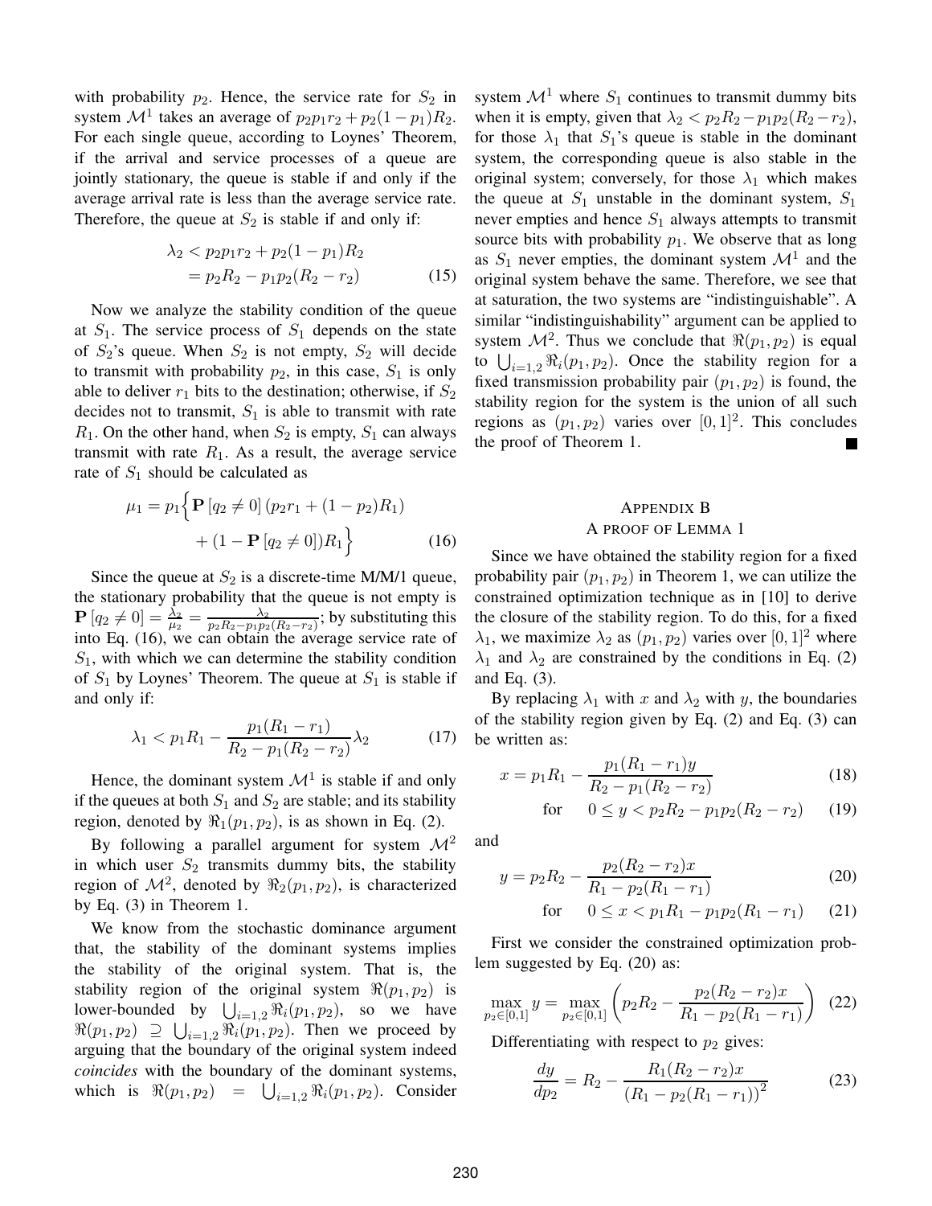with probability $p_2$. Hence, the service rate for $S_2$ in system $\mathcal{M}^1$ takes an average of $p_2 p_1 r_2 + p_2(1-p_1)R_2$. For each single queue, according to Loynes' Theorem, if the arrival and service processes of a queue are jointly stationary, the queue is stable if and only if the average arrival rate is less than the average service rate. Therefore, the queue at $S_2$ is stable if and only if:

$$\lambda_2 < p_2 p_1 r_2 + p_2(1-p_1)R_2 = p_2 R_2 - p_1 p_2 (R_2 - r_2) \tag{15}$$

Now we analyze the stability condition of the queue at $S_1$. The service process of $S_1$ depends on the state of $S_2$'s queue. When $S_2$ is not empty, $S_2$ will decide to transmit with probability $p_2$, in this case, $S_1$ is only able to deliver $r_1$ bits to the destination; otherwise, if $S_2$ decides not to transmit, $S_1$ is able to transmit with rate $R_1$. On the other hand, when $S_2$ is empty, $S_1$ can always transmit with rate $R_1$. As a result, the average service rate of $S_1$ should be calculated as

$$\mu_1 = p_1 \Big\{ \mathbf{P}\left[q_2 \neq 0\right] (p_2 r_1 + (1-p_2)R_1) + (1 - \mathbf{P}\left[q_2 \neq 0\right])R_1 \Big\} \tag{16}$$

Since the queue at $S_2$ is a discrete-time M/M/1 queue, the stationary probability that the queue is not empty is $\mathbf{P}\left[q_2 \neq 0\right] = \frac{\lambda_2}{\mu_2} = \frac{\lambda_2}{p_2 R_2 - p_1 p_2 (R_2 - r_2)}$; by substituting this into Eq. (16), we can obtain the average service rate of $S_1$, with which we can determine the stability condition of $S_1$ by Loynes' Theorem. The queue at $S_1$ is stable if and only if:

$$\lambda_1 < p_1 R_1 - \frac{p_1(R_1 - r_1)}{R_2 - p_1(R_2 - r_2)} \lambda_2 \tag{17}$$

Hence, the dominant system $\mathcal{M}^1$ is stable if and only if the queues at both $S_1$ and $S_2$ are stable; and its stability region, denoted by $\Re_1(p_1, p_2)$, is as shown in Eq. (2).

By following a parallel argument for system $\mathcal{M}^2$ in which user $S_2$ transmits dummy bits, the stability region of $\mathcal{M}^2$, denoted by $\Re_2(p_1, p_2)$, is characterized by Eq. (3) in Theorem 1.

We know from the stochastic dominance argument that, the stability of the dominant systems implies the stability of the original system. That is, the stability region of the original system $\Re(p_1, p_2)$ is lower-bounded by $\bigcup_{i=1,2} \Re_i(p_1, p_2)$, so we have $\Re(p_1, p_2) \supseteq \bigcup_{i=1,2} \Re_i(p_1, p_2)$. Then we proceed by arguing that the boundary of the original system indeed *coincides* with the boundary of the dominant systems, which is $\Re(p_1, p_2) = \bigcup_{i=1,2} \Re_i(p_1, p_2)$. Consider system $\mathcal{M}^1$ where $S_1$ continues to transmit dummy bits when it is empty, given that $\lambda_2 < p_2 R_2 - p_1 p_2 (R_2 - r_2)$, for those $\lambda_1$ that $S_1$'s queue is stable in the dominant system, the corresponding queue is also stable in the original system; conversely, for those $\lambda_1$ which makes the queue at $S_1$ unstable in the dominant system, $S_1$ never empties and hence $S_1$ always attempts to transmit source bits with probability $p_1$. We observe that as long as $S_1$ never empties, the dominant system $\mathcal{M}^1$ and the original system behave the same. Therefore, we see that at saturation, the two systems are "indistinguishable". A similar "indistinguishability" argument can be applied to system $\mathcal{M}^2$. Thus we conclude that $\Re(p_1, p_2)$ is equal to $\bigcup_{i=1,2} \Re_i(p_1, p_2)$. Once the stability region for a fixed transmission probability pair $(p_1, p_2)$ is found, the stability region for the system is the union of all such regions as $(p_1, p_2)$ varies over $[0, 1]^2$. This concludes the proof of Theorem 1. ∎

## Appendix B
## A proof of Lemma 1

Since we have obtained the stability region for a fixed probability pair $(p_1, p_2)$ in Theorem 1, we can utilize the constrained optimization technique as in [10] to derive the closure of the stability region. To do this, for a fixed $\lambda_1$, we maximize $\lambda_2$ as $(p_1, p_2)$ varies over $[0, 1]^2$ where $\lambda_1$ and $\lambda_2$ are constrained by the conditions in Eq. (2) and Eq. (3).

By replacing $\lambda_1$ with $x$ and $\lambda_2$ with $y$, the boundaries of the stability region given by Eq. (2) and Eq. (3) can be written as:

$$x = p_1 R_1 - \frac{p_1(R_1 - r_1)y}{R_2 - p_1(R_2 - r_2)} \tag{18}$$

$$\text{for} \quad 0 \leq y < p_2 R_2 - p_1 p_2 (R_2 - r_2) \tag{19}$$

and

$$y = p_2 R_2 - \frac{p_2(R_2 - r_2)x}{R_1 - p_2(R_1 - r_1)} \tag{20}$$

$$\text{for} \quad 0 \leq x < p_1 R_1 - p_1 p_2 (R_1 - r_1) \tag{21}$$

First we consider the constrained optimization problem suggested by Eq. (20) as:

$$\max_{p_2 \in [0,1]} y = \max_{p_2 \in [0,1]} \left( p_2 R_2 - \frac{p_2(R_2 - r_2)x}{R_1 - p_2(R_1 - r_1)} \right) \tag{22}$$

Differentiating with respect to $p_2$ gives:

$$\frac{dy}{dp_2} = R_2 - \frac{R_1(R_2 - r_2)x}{\left(R_1 - p_2(R_1 - r_1)\right)^2} \tag{23}$$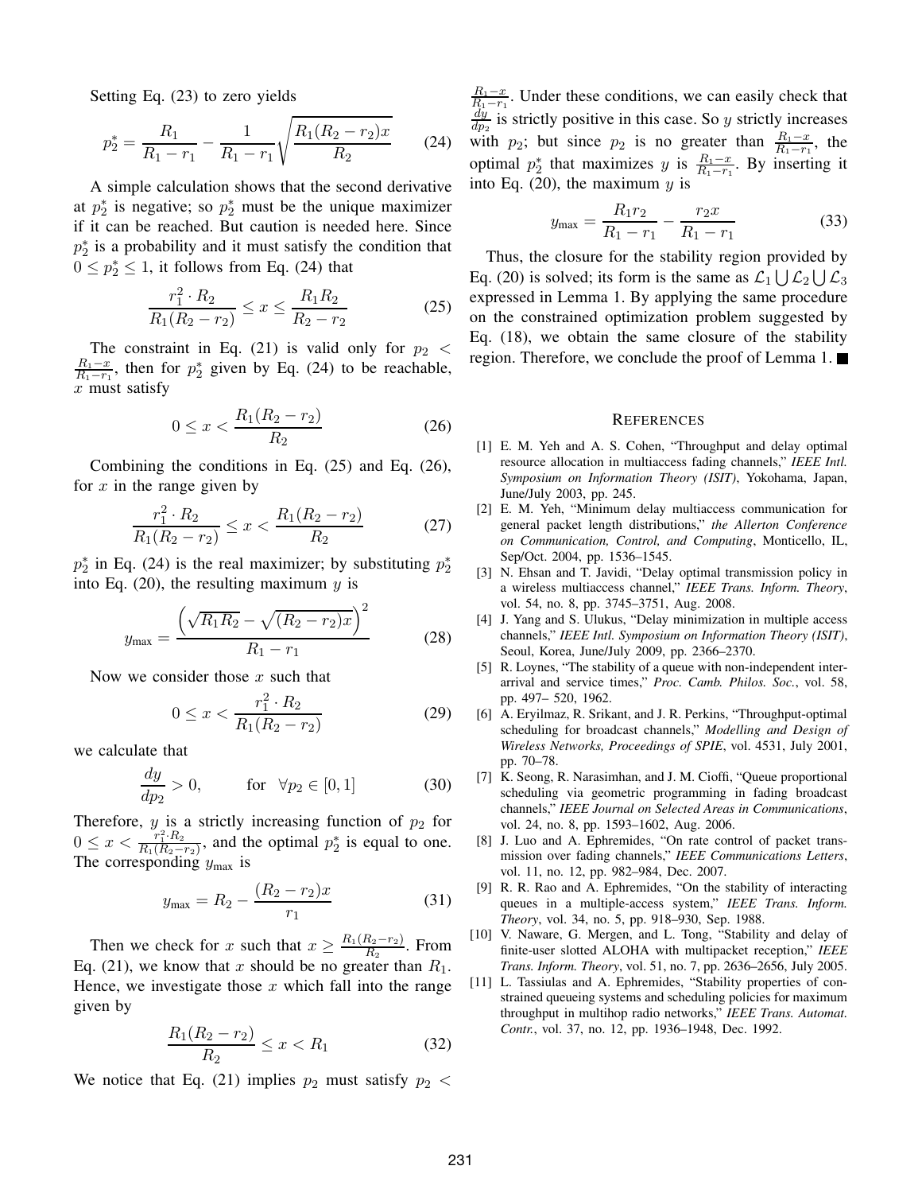Setting Eq. (23) to zero yields

$$p_2^* = \frac{R_1}{R_1 - r_1} - \frac{1}{R_1 - r_1}\sqrt{\frac{R_1(R_2 - r_2)x}{R_2}} \tag{24}$$

A simple calculation shows that the second derivative at $p_2^*$ is negative; so $p_2^*$ must be the unique maximizer if it can be reached. But caution is needed here. Since $p_2^*$ is a probability and it must satisfy the condition that $0 \le p_2^* \le 1$, it follows from Eq. (24) that

$$\frac{r_1^2 \cdot R_2}{R_1(R_2 - r_2)} \le x \le \frac{R_1 R_2}{R_2 - r_2} \tag{25}$$

The constraint in Eq. (21) is valid only for $p_2 < \frac{R_1 - x}{R_1 - r_1}$, then for $p_2^*$ given by Eq. (24) to be reachable, $x$ must satisfy

$$0 \le x < \frac{R_1(R_2 - r_2)}{R_2} \tag{26}$$

Combining the conditions in Eq. (25) and Eq. (26), for $x$ in the range given by

$$\frac{r_1^2 \cdot R_2}{R_1(R_2 - r_2)} \le x < \frac{R_1(R_2 - r_2)}{R_2} \tag{27}$$

$p_2^*$ in Eq. (24) is the real maximizer; by substituting $p_2^*$ into Eq. (20), the resulting maximum $y$ is

$$y_{\text{max}} = \frac{\left(\sqrt{R_1 R_2} - \sqrt{(R_2 - r_2)x}\right)^2}{R_1 - r_1} \tag{28}$$

Now we consider those $x$ such that

$$0 \le x < \frac{r_1^2 \cdot R_2}{R_1(R_2 - r_2)} \tag{29}$$

we calculate that

$$\frac{dy}{dp_2} > 0, \qquad \text{for } \forall p_2 \in [0, 1] \tag{30}$$

Therefore, $y$ is a strictly increasing function of $p_2$ for $0 \le x < \frac{r_1^2 \cdot R_2}{R_1(R_2 - r_2)}$, and the optimal $p_2^*$ is equal to one. The corresponding $y_{\text{max}}$ is

$$y_{\text{max}} = R_2 - \frac{(R_2 - r_2)x}{r_1} \tag{31}$$

Then we check for $x$ such that $x \ge \frac{R_1(R_2 - r_2)}{R_2}$. From Eq. (21), we know that $x$ should be no greater than $R_1$. Hence, we investigate those $x$ which fall into the range given by

$$\frac{R_1(R_2 - r_2)}{R_2} \le x < R_1 \tag{32}$$

We notice that Eq. (21) implies $p_2$ must satisfy $p_2 < \frac{R_1 - x}{R_1 - r_1}$. Under these conditions, we can easily check that $\frac{dy}{dp_2}$ is strictly positive in this case. So $y$ strictly increases with $p_2$; but since $p_2$ is no greater than $\frac{R_1 - x}{R_1 - r_1}$, the optimal $p_2^*$ that maximizes $y$ is $\frac{R_1 - x}{R_1 - r_1}$. By inserting it into Eq. (20), the maximum $y$ is

$$y_{\text{max}} = \frac{R_1 r_2}{R_1 - r_1} - \frac{r_2 x}{R_1 - r_1} \tag{33}$$

Thus, the closure for the stability region provided by Eq. (20) is solved; its form is the same as $\mathcal{L}_1 \bigcup \mathcal{L}_2 \bigcup \mathcal{L}_3$ expressed in Lemma 1. By applying the same procedure on the constrained optimization problem suggested by Eq. (18), we obtain the same closure of the stability region. Therefore, we conclude the proof of Lemma 1. ■

## References

[1] E. M. Yeh and A. S. Cohen, "Throughput and delay optimal resource allocation in multiaccess fading channels," *IEEE Intl. Symposium on Information Theory (ISIT)*, Yokohama, Japan, June/July 2003, pp. 245.

[2] E. M. Yeh, "Minimum delay multiaccess communication for general packet length distributions," *the Allerton Conference on Communication, Control, and Computing*, Monticello, IL, Sep/Oct. 2004, pp. 1536–1545.

[3] N. Ehsan and T. Javidi, "Delay optimal transmission policy in a wireless multiaccess channel," *IEEE Trans. Inform. Theory*, vol. 54, no. 8, pp. 3745–3751, Aug. 2008.

[4] J. Yang and S. Ulukus, "Delay minimization in multiple access channels," *IEEE Intl. Symposium on Information Theory (ISIT)*, Seoul, Korea, June/July 2009, pp. 2366–2370.

[5] R. Loynes, "The stability of a queue with non-independent inter-arrival and service times," *Proc. Camb. Philos. Soc.*, vol. 58, pp. 497– 520, 1962.

[6] A. Eryilmaz, R. Srikant, and J. R. Perkins, "Throughput-optimal scheduling for broadcast channels," *Modelling and Design of Wireless Networks, Proceedings of SPIE*, vol. 4531, July 2001, pp. 70–78.

[7] K. Seong, R. Narasimhan, and J. M. Cioffi, "Queue proportional scheduling via geometric programming in fading broadcast channels," *IEEE Journal on Selected Areas in Communications*, vol. 24, no. 8, pp. 1593–1602, Aug. 2006.

[8] J. Luo and A. Ephremides, "On rate control of packet transmission over fading channels," *IEEE Communications Letters*, vol. 11, no. 12, pp. 982–984, Dec. 2007.

[9] R. R. Rao and A. Ephremides, "On the stability of interacting queues in a multiple-access system," *IEEE Trans. Inform. Theory*, vol. 34, no. 5, pp. 918–930, Sep. 1988.

[10] V. Naware, G. Mergen, and L. Tong, "Stability and delay of finite-user slotted ALOHA with multipacket reception," *IEEE Trans. Inform. Theory*, vol. 51, no. 7, pp. 2636–2656, July 2005.

[11] L. Tassiulas and A. Ephremides, "Stability properties of constrained queueing systems and scheduling policies for maximum throughput in multihop radio networks," *IEEE Trans. Automat. Contr.*, vol. 37, no. 12, pp. 1936–1948, Dec. 1992.